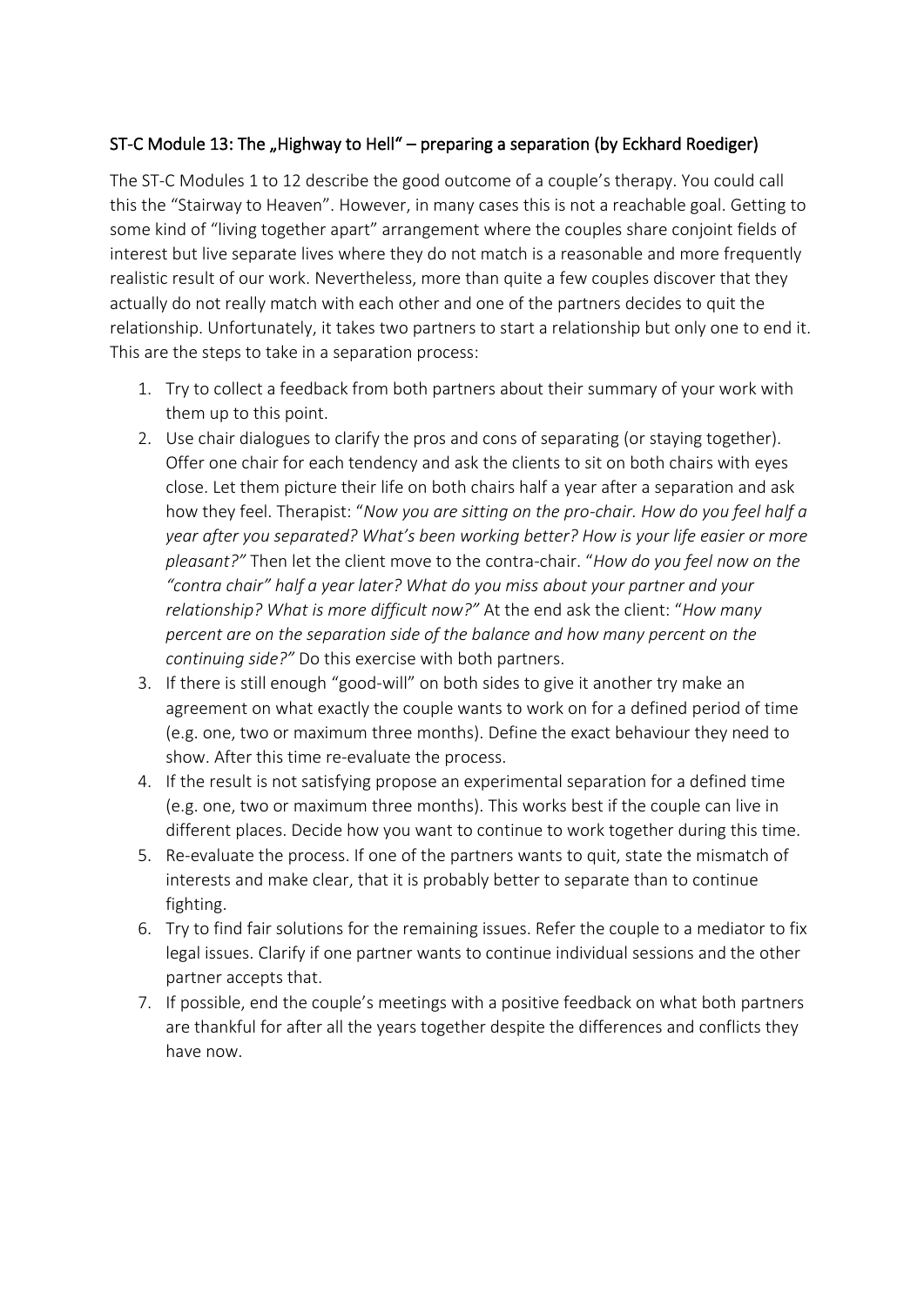## ST-C Module 13: The „Highway to Hell" – preparing a separation (by Eckhard Roediger)

The ST-C Modules 1 to 12 describe the good outcome of a couple's therapy. You could call this the "Stairway to Heaven". However, in many cases this is not a reachable goal. Getting to some kind of "living together apart" arrangement where the couples share conjoint fields of interest but live separate lives where they do not match is a reasonable and more frequently realistic result of our work. Nevertheless, more than quite a few couples discover that they actually do not really match with each other and one of the partners decides to quit the relationship. Unfortunately, it takes two partners to start a relationship but only one to end it. This are the steps to take in a separation process:

1. Try to collect a feedback from both partners about their summary of your work with them up to this point.
2. Use chair dialogues to clarify the pros and cons of separating (or staying together). Offer one chair for each tendency and ask the clients to sit on both chairs with eyes close. Let them picture their life on both chairs half a year after a separation and ask how they feel. Therapist: "*Now you are sitting on the pro-chair. How do you feel half a year after you separated? What's been working better? How is your life easier or more pleasant?*" Then let the client move to the contra-chair. "*How do you feel now on the "contra chair" half a year later? What do you miss about your partner and your relationship? What is more difficult now?*" At the end ask the client: "*How many percent are on the separation side of the balance and how many percent on the continuing side?*" Do this exercise with both partners.
3. If there is still enough "good-will" on both sides to give it another try make an agreement on what exactly the couple wants to work on for a defined period of time (e.g. one, two or maximum three months). Define the exact behaviour they need to show. After this time re-evaluate the process.
4. If the result is not satisfying propose an experimental separation for a defined time (e.g. one, two or maximum three months). This works best if the couple can live in different places. Decide how you want to continue to work together during this time.
5. Re-evaluate the process. If one of the partners wants to quit, state the mismatch of interests and make clear, that it is probably better to separate than to continue fighting.
6. Try to find fair solutions for the remaining issues. Refer the couple to a mediator to fix legal issues. Clarify if one partner wants to continue individual sessions and the other partner accepts that.
7. If possible, end the couple's meetings with a positive feedback on what both partners are thankful for after all the years together despite the differences and conflicts they have now.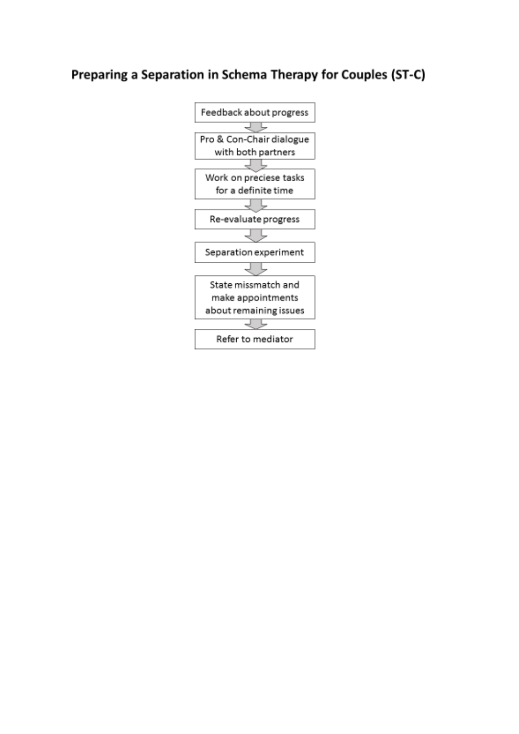# Preparing a Separation in Schema Therapy for Couples (ST-C)

Feedback about progress

Pro & Con-Chair dialogue with both partners

Work on preciese tasks for a definite time

Re-evaluate progress

Separation experiment

State missmatch and make appointments about remaining issues

Refer to mediator